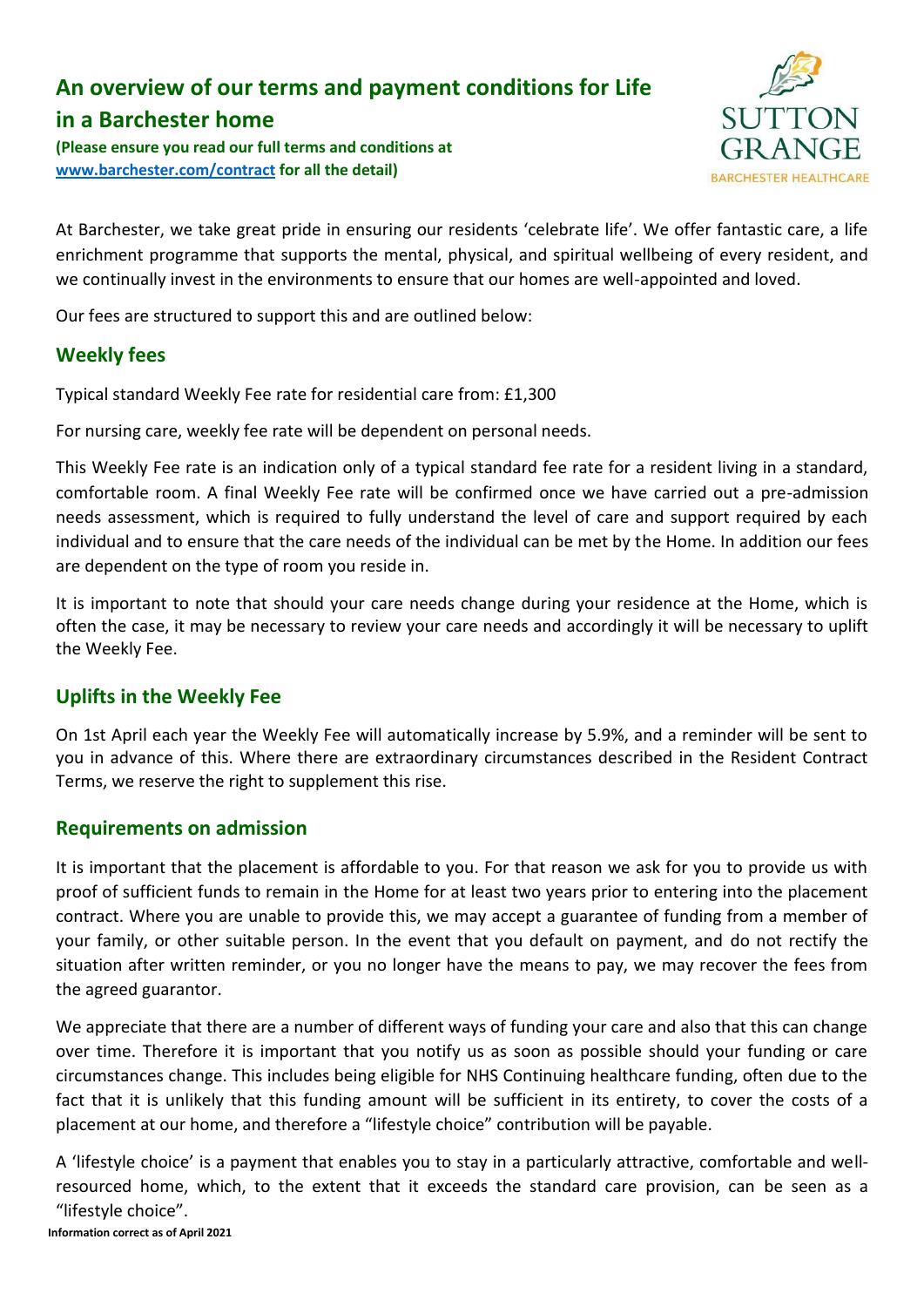# An overview of our terms and payment conditions for Life in a Barchester home

**(Please ensure you read our full terms and conditions at [www.barchester.com/contract](www.barchester.com/contract) for all the detail)**

SUTTON GRANGE
BARCHESTER HEALTHCARE

At Barchester, we take great pride in ensuring our residents 'celebrate life'. We offer fantastic care, a life enrichment programme that supports the mental, physical, and spiritual wellbeing of every resident, and we continually invest in the environments to ensure that our homes are well-appointed and loved.

Our fees are structured to support this and are outlined below:

## Weekly fees

Typical standard Weekly Fee rate for residential care from: £1,300

For nursing care, weekly fee rate will be dependent on personal needs.

This Weekly Fee rate is an indication only of a typical standard fee rate for a resident living in a standard, comfortable room. A final Weekly Fee rate will be confirmed once we have carried out a pre-admission needs assessment, which is required to fully understand the level of care and support required by each individual and to ensure that the care needs of the individual can be met by the Home. In addition our fees are dependent on the type of room you reside in.

It is important to note that should your care needs change during your residence at the Home, which is often the case, it may be necessary to review your care needs and accordingly it will be necessary to uplift the Weekly Fee.

## Uplifts in the Weekly Fee

On 1st April each year the Weekly Fee will automatically increase by 5.9%, and a reminder will be sent to you in advance of this. Where there are extraordinary circumstances described in the Resident Contract Terms, we reserve the right to supplement this rise.

## Requirements on admission

It is important that the placement is affordable to you. For that reason we ask for you to provide us with proof of sufficient funds to remain in the Home for at least two years prior to entering into the placement contract. Where you are unable to provide this, we may accept a guarantee of funding from a member of your family, or other suitable person. In the event that you default on payment, and do not rectify the situation after written reminder, or you no longer have the means to pay, we may recover the fees from the agreed guarantor.

We appreciate that there are a number of different ways of funding your care and also that this can change over time. Therefore it is important that you notify us as soon as possible should your funding or care circumstances change. This includes being eligible for NHS Continuing healthcare funding, often due to the fact that it is unlikely that this funding amount will be sufficient in its entirety, to cover the costs of a placement at our home, and therefore a "lifestyle choice" contribution will be payable.

A 'lifestyle choice' is a payment that enables you to stay in a particularly attractive, comfortable and well-resourced home, which, to the extent that it exceeds the standard care provision, can be seen as a "lifestyle choice".

**Information correct as of April 2021**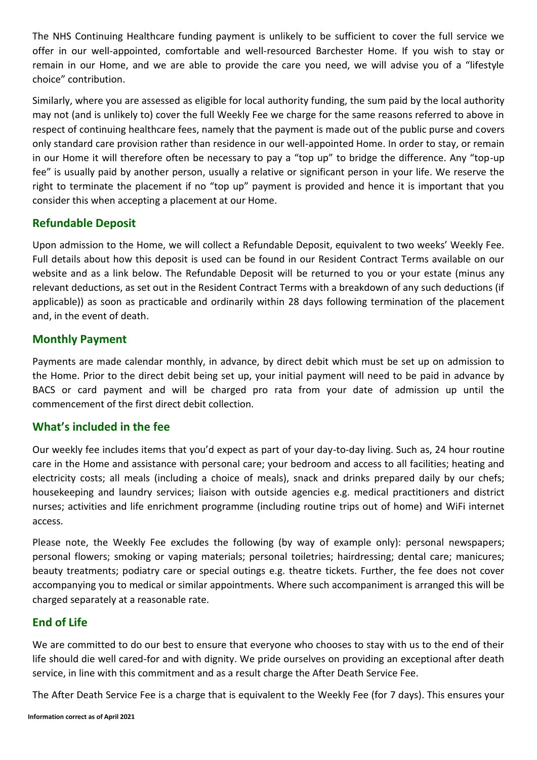The NHS Continuing Healthcare funding payment is unlikely to be sufficient to cover the full service we offer in our well-appointed, comfortable and well-resourced Barchester Home. If you wish to stay or remain in our Home, and we are able to provide the care you need, we will advise you of a "lifestyle choice" contribution.

Similarly, where you are assessed as eligible for local authority funding, the sum paid by the local authority may not (and is unlikely to) cover the full Weekly Fee we charge for the same reasons referred to above in respect of continuing healthcare fees, namely that the payment is made out of the public purse and covers only standard care provision rather than residence in our well-appointed Home. In order to stay, or remain in our Home it will therefore often be necessary to pay a "top up" to bridge the difference. Any "top-up fee" is usually paid by another person, usually a relative or significant person in your life. We reserve the right to terminate the placement if no "top up" payment is provided and hence it is important that you consider this when accepting a placement at our Home.

## Refundable Deposit

Upon admission to the Home, we will collect a Refundable Deposit, equivalent to two weeks' Weekly Fee. Full details about how this deposit is used can be found in our Resident Contract Terms available on our website and as a link below. The Refundable Deposit will be returned to you or your estate (minus any relevant deductions, as set out in the Resident Contract Terms with a breakdown of any such deductions (if applicable)) as soon as practicable and ordinarily within 28 days following termination of the placement and, in the event of death.

## Monthly Payment

Payments are made calendar monthly, in advance, by direct debit which must be set up on admission to the Home. Prior to the direct debit being set up, your initial payment will need to be paid in advance by BACS or card payment and will be charged pro rata from your date of admission up until the commencement of the first direct debit collection.

## What's included in the fee

Our weekly fee includes items that you'd expect as part of your day-to-day living. Such as, 24 hour routine care in the Home and assistance with personal care; your bedroom and access to all facilities; heating and electricity costs; all meals (including a choice of meals), snack and drinks prepared daily by our chefs; housekeeping and laundry services; liaison with outside agencies e.g. medical practitioners and district nurses; activities and life enrichment programme (including routine trips out of home) and WiFi internet access.

Please note, the Weekly Fee excludes the following (by way of example only): personal newspapers; personal flowers; smoking or vaping materials; personal toiletries; hairdressing; dental care; manicures; beauty treatments; podiatry care or special outings e.g. theatre tickets. Further, the fee does not cover accompanying you to medical or similar appointments. Where such accompaniment is arranged this will be charged separately at a reasonable rate.

## End of Life

We are committed to do our best to ensure that everyone who chooses to stay with us to the end of their life should die well cared-for and with dignity. We pride ourselves on providing an exceptional after death service, in line with this commitment and as a result charge the After Death Service Fee.

The After Death Service Fee is a charge that is equivalent to the Weekly Fee (for 7 days). This ensures your

**Information correct as of April 2021**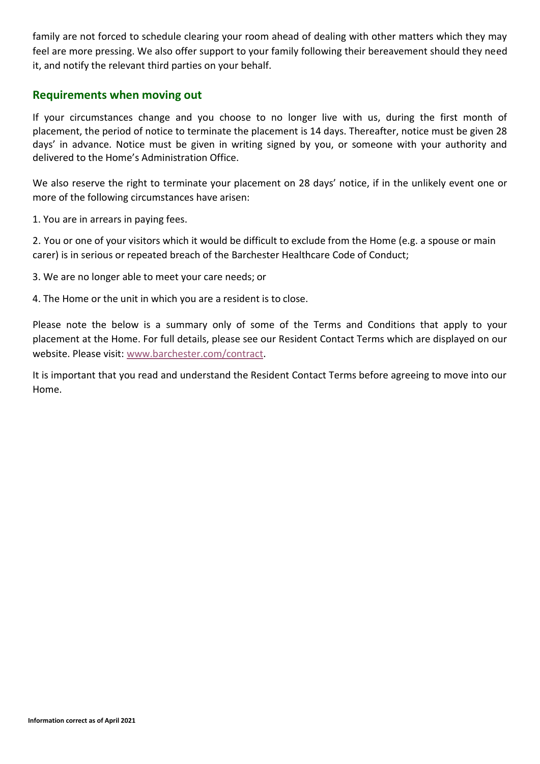family are not forced to schedule clearing your room ahead of dealing with other matters which they may feel are more pressing. We also offer support to your family following their bereavement should they need it, and notify the relevant third parties on your behalf.

## Requirements when moving out

If your circumstances change and you choose to no longer live with us, during the first month of placement, the period of notice to terminate the placement is 14 days. Thereafter, notice must be given 28 days' in advance. Notice must be given in writing signed by you, or someone with your authority and delivered to the Home's Administration Office.

We also reserve the right to terminate your placement on 28 days' notice, if in the unlikely event one or more of the following circumstances have arisen:

1. You are in arrears in paying fees.
2. You or one of your visitors which it would be difficult to exclude from the Home (e.g. a spouse or main carer) is in serious or repeated breach of the Barchester Healthcare Code of Conduct;
3. We are no longer able to meet your care needs; or
4. The Home or the unit in which you are a resident is to close.

Please note the below is a summary only of some of the Terms and Conditions that apply to your placement at the Home. For full details, please see our Resident Contact Terms which are displayed on our website. Please visit: [www.barchester.com/contract](www.barchester.com/contract).

It is important that you read and understand the Resident Contact Terms before agreeing to move into our Home.

**Information correct as of April 2021**